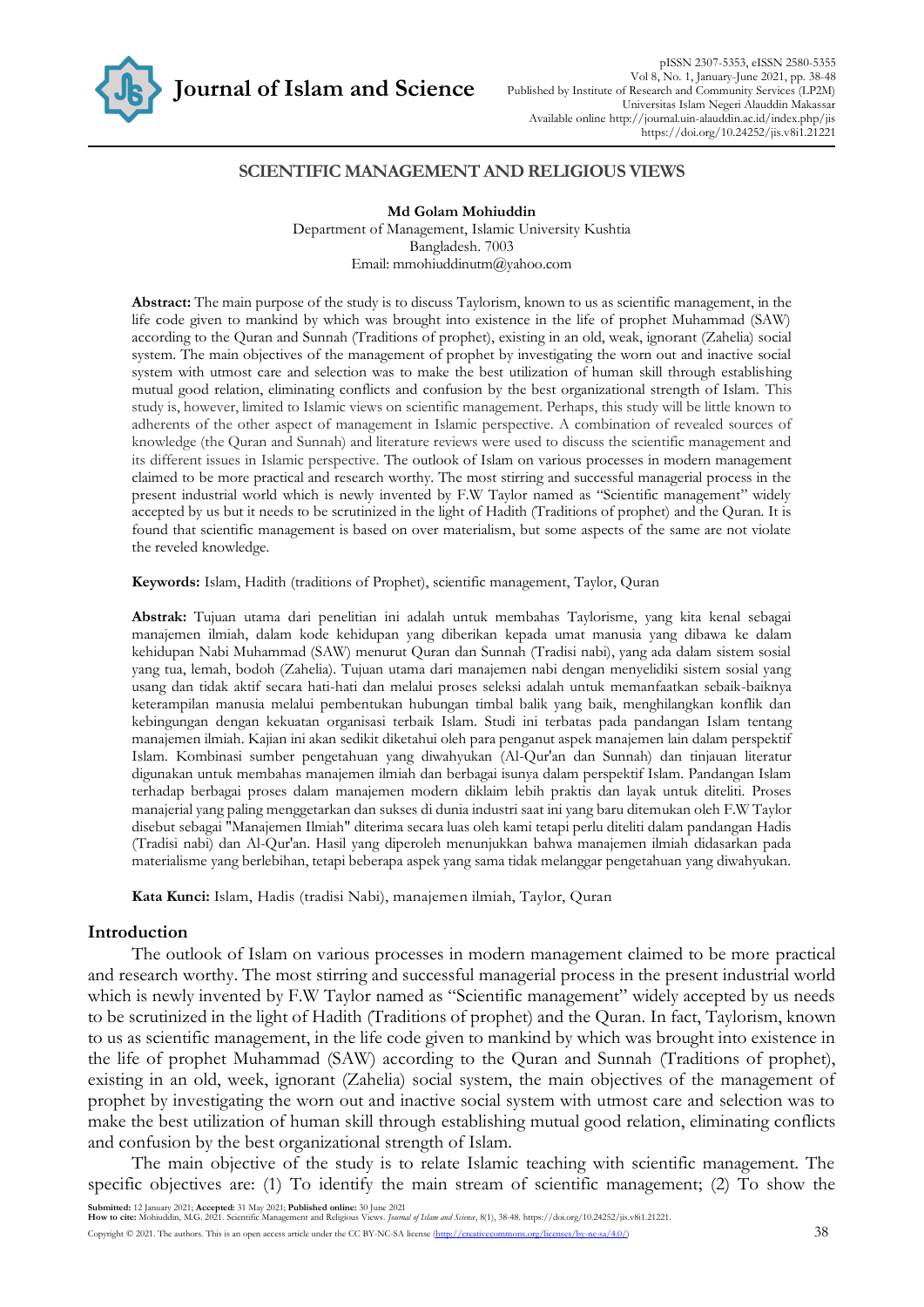# SCIENTIFIC MANAGEMENT AND RELIGIOUS VIEWS

**Md Golam Mohiuddin**
Department of Management, Islamic University Kushtia
Bangladesh. 7003
Email: mmohiuddinutm@yahoo.com

**Abstract:** The main purpose of the study is to discuss Taylorism, known to us as scientific management, in the life code given to mankind by which was brought into existence in the life of prophet Muhammad (SAW) according to the Quran and Sunnah (Traditions of prophet), existing in an old, weak, ignorant (Zahelia) social system. The main objectives of the management of prophet by investigating the worn out and inactive social system with utmost care and selection was to make the best utilization of human skill through establishing mutual good relation, eliminating conflicts and confusion by the best organizational strength of Islam. This study is, however, limited to Islamic views on scientific management. Perhaps, this study will be little known to adherents of the other aspect of management in Islamic perspective. A combination of revealed sources of knowledge (the Quran and Sunnah) and literature reviews were used to discuss the scientific management and its different issues in Islamic perspective. The outlook of Islam on various processes in modern management claimed to be more practical and research worthy. The most stirring and successful managerial process in the present industrial world which is newly invented by F.W Taylor named as "Scientific management" widely accepted by us but it needs to be scrutinized in the light of Hadith (Traditions of prophet) and the Quran. It is found that scientific management is based on over materialism, but some aspects of the same are not violate the reveled knowledge.

**Keywords:** Islam, Hadith (traditions of Prophet), scientific management, Taylor, Quran

**Abstrak:** Tujuan utama dari penelitian ini adalah untuk membahas Taylorisme, yang kita kenal sebagai manajemen ilmiah, dalam kode kehidupan yang diberikan kepada umat manusia yang dibawa ke dalam kehidupan Nabi Muhammad (SAW) menurut Quran dan Sunnah (Tradisi nabi), yang ada dalam sistem sosial yang tua, lemah, bodoh (Zahelia). Tujuan utama dari manajemen nabi dengan menyelidiki sistem sosial yang usang dan tidak aktif secara hati-hati dan melalui proses seleksi adalah untuk memanfaatkan sebaik-baiknya keterampilan manusia melalui pembentukan hubungan timbal balik yang baik, menghilangkan konflik dan kebingungan dengan kekuatan organisasi terbaik Islam. Studi ini terbatas pada pandangan Islam tentang manajemen ilmiah. Kajian ini akan sedikit diketahui oleh para penganut aspek manajemen lain dalam perspektif Islam. Kombinasi sumber pengetahuan yang diwahyukan (Al-Qur'an dan Sunnah) dan tinjauan literatur digunakan untuk membahas manajemen ilmiah dan berbagai isunya dalam perspektif Islam. Pandangan Islam terhadap berbagai proses dalam manajemen modern diklaim lebih praktis dan layak untuk diteliti. Proses manajerial yang paling menggetarkan dan sukses di dunia industri saat ini yang baru ditemukan oleh F.W Taylor disebut sebagai "Manajemen Ilmiah" diterima secara luas oleh kami tetapi perlu diteliti dalam pandangan Hadis (Tradisi nabi) dan Al-Qur'an. Hasil yang diperoleh menunjukkan bahwa manajemen ilmiah didasarkan pada materialisme yang berlebihan, tetapi beberapa aspek yang sama tidak melanggar pengetahuan yang diwahyukan.

**Kata Kunci:** Islam, Hadis (tradisi Nabi), manajemen ilmiah, Taylor, Quran

## Introduction

The outlook of Islam on various processes in modern management claimed to be more practical and research worthy. The most stirring and successful managerial process in the present industrial world which is newly invented by F.W Taylor named as "Scientific management" widely accepted by us needs to be scrutinized in the light of Hadith (Traditions of prophet) and the Quran. In fact, Taylorism, known to us as scientific management, in the life code given to mankind by which was brought into existence in the life of prophet Muhammad (SAW) according to the Quran and Sunnah (Traditions of prophet), existing in an old, week, ignorant (Zahelia) social system, the main objectives of the management of prophet by investigating the worn out and inactive social system with utmost care and selection was to make the best utilization of human skill through establishing mutual good relation, eliminating conflicts and confusion by the best organizational strength of Islam.

The main objective of the study is to relate Islamic teaching with scientific management. The specific objectives are: (1) To identify the main stream of scientific management; (2) To show the

**Submitted:** 12 January 2021; **Accepted:** 31 May 2021; **Published online:** 30 June 2021
**How to cite:** Mohiuddin, M.G. 2021. Scientific Management and Religious Views. *Journal of Islam and Science*, 8(1), 38-48. https://doi.org/10.24252/jis.v8i1.21221.

Copyright © 2021. The authors. This is an open access article under the CC BY-NC-SA license (http://creativecommons.org/licenses/by-nc-sa/4.0/)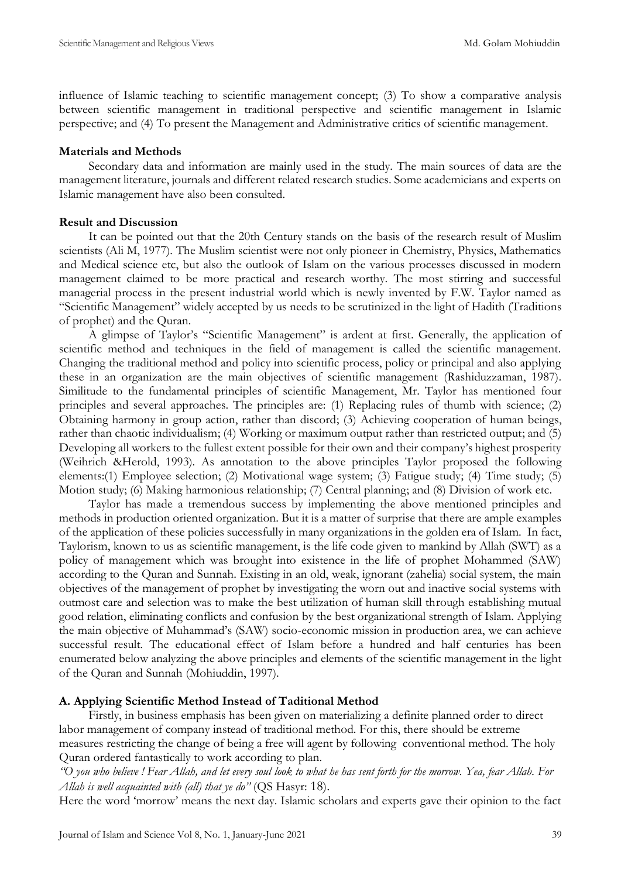influence of Islamic teaching to scientific management concept; (3) To show a comparative analysis between scientific management in traditional perspective and scientific management in Islamic perspective; and (4) To present the Management and Administrative critics of scientific management.

**Materials and Methods**

Secondary data and information are mainly used in the study. The main sources of data are the management literature, journals and different related research studies. Some academicians and experts on Islamic management have also been consulted.

**Result and Discussion**

It can be pointed out that the 20th Century stands on the basis of the research result of Muslim scientists (Ali M, 1977). The Muslim scientist were not only pioneer in Chemistry, Physics, Mathematics and Medical science etc, but also the outlook of Islam on the various processes discussed in modern management claimed to be more practical and research worthy. The most stirring and successful managerial process in the present industrial world which is newly invented by F.W. Taylor named as "Scientific Management" widely accepted by us needs to be scrutinized in the light of Hadith (Traditions of prophet) and the Quran.

A glimpse of Taylor's "Scientific Management" is ardent at first. Generally, the application of scientific method and techniques in the field of management is called the scientific management. Changing the traditional method and policy into scientific process, policy or principal and also applying these in an organization are the main objectives of scientific management (Rashiduzzaman, 1987). Similitude to the fundamental principles of scientific Management, Mr. Taylor has mentioned four principles and several approaches. The principles are: (1) Replacing rules of thumb with science; (2) Obtaining harmony in group action, rather than discord; (3) Achieving cooperation of human beings, rather than chaotic individualism; (4) Working or maximum output rather than restricted output; and (5) Developing all workers to the fullest extent possible for their own and their company's highest prosperity (Weihrich &Herold, 1993). As annotation to the above principles Taylor proposed the following elements:(1) Employee selection; (2) Motivational wage system; (3) Fatigue study; (4) Time study; (5) Motion study; (6) Making harmonious relationship; (7) Central planning; and (8) Division of work etc.

Taylor has made a tremendous success by implementing the above mentioned principles and methods in production oriented organization. But it is a matter of surprise that there are ample examples of the application of these policies successfully in many organizations in the golden era of Islam. In fact, Taylorism, known to us as scientific management, is the life code given to mankind by Allah (SWT) as a policy of management which was brought into existence in the life of prophet Mohammed (SAW) according to the Quran and Sunnah. Existing in an old, weak, ignorant (zahelia) social system, the main objectives of the management of prophet by investigating the worn out and inactive social systems with outmost care and selection was to make the best utilization of human skill through establishing mutual good relation, eliminating conflicts and confusion by the best organizational strength of Islam. Applying the main objective of Muhammad's (SAW) socio-economic mission in production area, we can achieve successful result. The educational effect of Islam before a hundred and half centuries has been enumerated below analyzing the above principles and elements of the scientific management in the light of the Quran and Sunnah (Mohiuddin, 1997).

**A. Applying Scientific Method Instead of Taditional Method**

Firstly, in business emphasis has been given on materializing a definite planned order to direct labor management of company instead of traditional method. For this, there should be extreme measures restricting the change of being a free will agent by following conventional method. The holy Quran ordered fantastically to work according to plan.

*"O you who believe ! Fear Allah, and let every soul look to what he has sent forth for the morrow. Yea, fear Allah. For Allah is well acquainted with (all) that ye do"* (QS Hasyr: 18).

Here the word 'morrow' means the next day. Islamic scholars and experts gave their opinion to the fact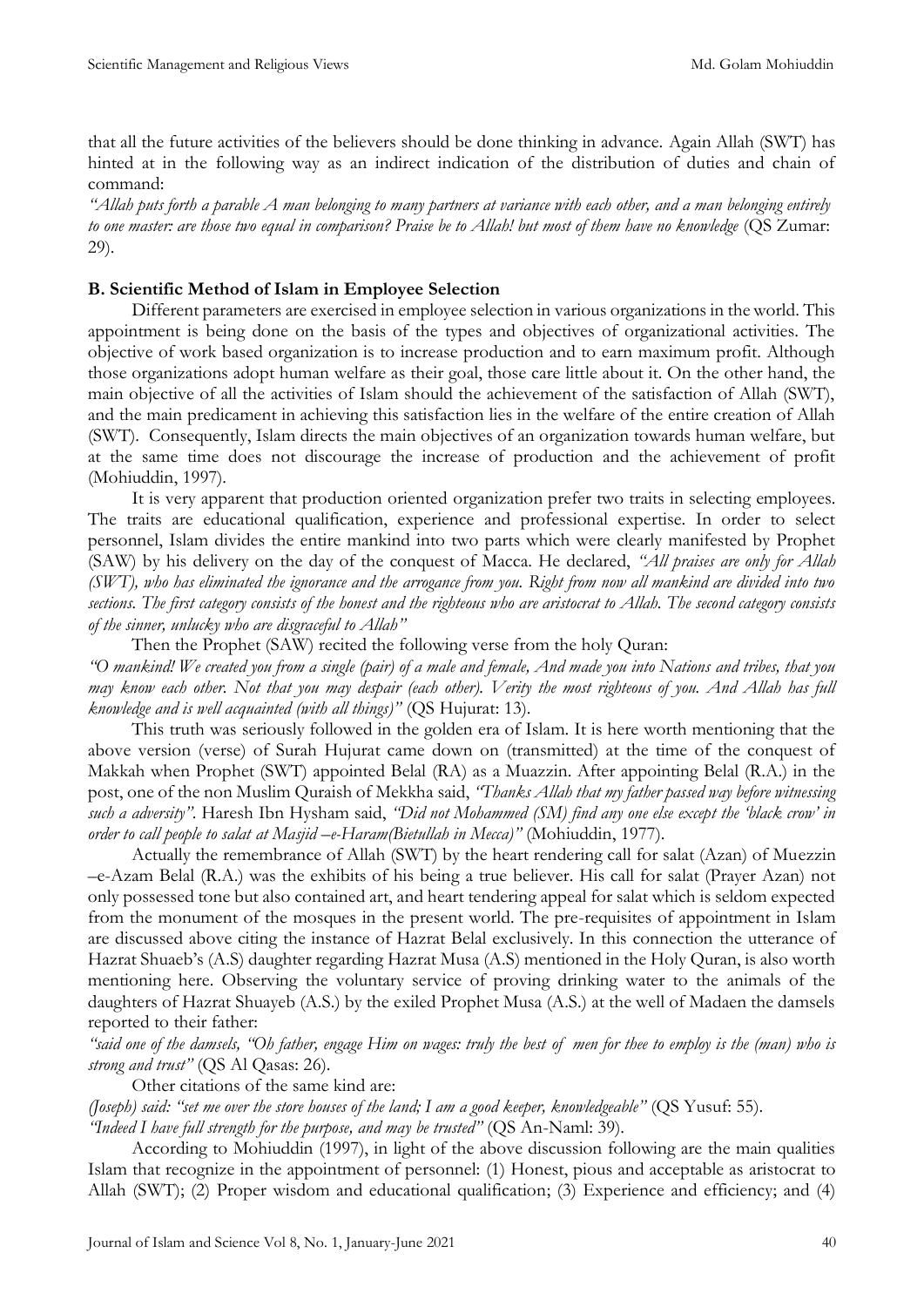that all the future activities of the believers should be done thinking in advance. Again Allah (SWT) has hinted at in the following way as an indirect indication of the distribution of duties and chain of command:

*"Allah puts forth a parable A man belonging to many partners at variance with each other, and a man belonging entirely to one master: are those two equal in comparison? Praise be to Allah! but most of them have no knowledge* (QS Zumar: 29).

**B. Scientific Method of Islam in Employee Selection**

Different parameters are exercised in employee selection in various organizations in the world. This appointment is being done on the basis of the types and objectives of organizational activities. The objective of work based organization is to increase production and to earn maximum profit. Although those organizations adopt human welfare as their goal, those care little about it. On the other hand, the main objective of all the activities of Islam should the achievement of the satisfaction of Allah (SWT), and the main predicament in achieving this satisfaction lies in the welfare of the entire creation of Allah (SWT). Consequently, Islam directs the main objectives of an organization towards human welfare, but at the same time does not discourage the increase of production and the achievement of profit (Mohiuddin, 1997).

It is very apparent that production oriented organization prefer two traits in selecting employees. The traits are educational qualification, experience and professional expertise. In order to select personnel, Islam divides the entire mankind into two parts which were clearly manifested by Prophet (SAW) by his delivery on the day of the conquest of Macca. He declared, *"All praises are only for Allah (SWT), who has eliminated the ignorance and the arrogance from you. Right from now all mankind are divided into two sections. The first category consists of the honest and the righteous who are aristocrat to Allah. The second category consists of the sinner, unlucky who are disgraceful to Allah"*

Then the Prophet (SAW) recited the following verse from the holy Quran:

*"O mankind! We created you from a single (pair) of a male and female, And made you into Nations and tribes, that you may know each other. Not that you may despair (each other). Verity the most righteous of you. And Allah has full knowledge and is well acquainted (with all things)"* (QS Hujurat: 13).

This truth was seriously followed in the golden era of Islam. It is here worth mentioning that the above version (verse) of Surah Hujurat came down on (transmitted) at the time of the conquest of Makkah when Prophet (SWT) appointed Belal (RA) as a Muazzin. After appointing Belal (R.A.) in the post, one of the non Muslim Quraish of Mekkha said, *"Thanks Allah that my father passed way before witnessing such a adversity"*. Haresh Ibn Hysham said, *"Did not Mohammed (SM) find any one else except the 'black crow' in order to call people to salat at Masjid –e-Haram(Bietullah in Mecca)"* (Mohiuddin, 1977).

Actually the remembrance of Allah (SWT) by the heart rendering call for salat (Azan) of Muezzin –e-Azam Belal (R.A.) was the exhibits of his being a true believer. His call for salat (Prayer Azan) not only possessed tone but also contained art, and heart tendering appeal for salat which is seldom expected from the monument of the mosques in the present world. The pre-requisites of appointment in Islam are discussed above citing the instance of Hazrat Belal exclusively. In this connection the utterance of Hazrat Shuaeb's (A.S) daughter regarding Hazrat Musa (A.S) mentioned in the Holy Quran, is also worth mentioning here. Observing the voluntary service of proving drinking water to the animals of the daughters of Hazrat Shuayeb (A.S.) by the exiled Prophet Musa (A.S.) at the well of Madaen the damsels reported to their father:

*"said one of the damsels, "Oh father, engage Him on wages: truly the best of men for thee to employ is the (man) who is strong and trust"* (QS Al Qasas: 26).

Other citations of the same kind are:

*(Joseph) said: "set me over the store houses of the land; I am a good keeper, knowledgeable"* (QS Yusuf: 55).

*"Indeed I have full strength for the purpose, and may be trusted"* (QS An-Naml: 39).

According to Mohiuddin (1997), in light of the above discussion following are the main qualities Islam that recognize in the appointment of personnel: (1) Honest, pious and acceptable as aristocrat to Allah (SWT); (2) Proper wisdom and educational qualification; (3) Experience and efficiency; and (4)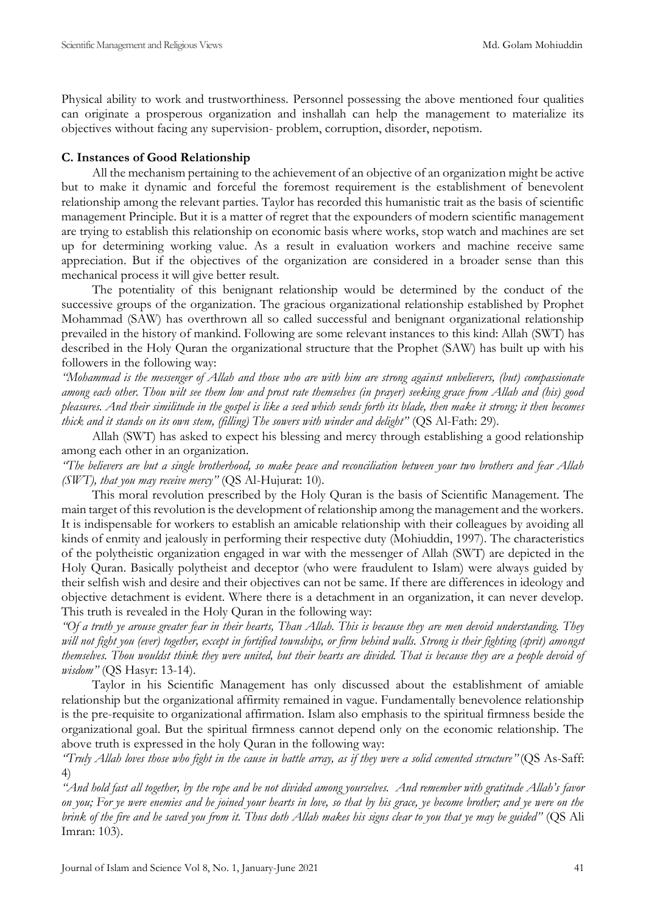Physical ability to work and trustworthiness. Personnel possessing the above mentioned four qualities can originate a prosperous organization and inshallah can help the management to materialize its objectives without facing any supervision- problem, corruption, disorder, nepotism.

### C. Instances of Good Relationship

All the mechanism pertaining to the achievement of an objective of an organization might be active but to make it dynamic and forceful the foremost requirement is the establishment of benevolent relationship among the relevant parties. Taylor has recorded this humanistic trait as the basis of scientific management Principle. But it is a matter of regret that the expounders of modern scientific management are trying to establish this relationship on economic basis where works, stop watch and machines are set up for determining working value. As a result in evaluation workers and machine receive same appreciation. But if the objectives of the organization are considered in a broader sense than this mechanical process it will give better result.

The potentiality of this benignant relationship would be determined by the conduct of the successive groups of the organization. The gracious organizational relationship established by Prophet Mohammad (SAW) has overthrown all so called successful and benignant organizational relationship prevailed in the history of mankind. Following are some relevant instances to this kind: Allah (SWT) has described in the Holy Quran the organizational structure that the Prophet (SAW) has built up with his followers in the following way:

*"Mohammad is the messenger of Allah and those who are with him are strong against unbelievers, (but) compassionate among each other. Thou wilt see them low and prost rate themselves (in prayer) seeking grace from Allah and (his) good pleasures. And their similitude in the gospel is like a seed which sends forth its blade, then make it strong; it then becomes thick and it stands on its own stem, (filling) The sowers with winder and delight"* (QS Al-Fath: 29).

Allah (SWT) has asked to expect his blessing and mercy through establishing a good relationship among each other in an organization.

*"The believers are but a single brotherhood, so make peace and reconciliation between your two brothers and fear Allah (SWT), that you may receive mercy"* (QS Al-Hujurat: 10).

This moral revolution prescribed by the Holy Quran is the basis of Scientific Management. The main target of this revolution is the development of relationship among the management and the workers. It is indispensable for workers to establish an amicable relationship with their colleagues by avoiding all kinds of enmity and jealously in performing their respective duty (Mohiuddin, 1997). The characteristics of the polytheistic organization engaged in war with the messenger of Allah (SWT) are depicted in the Holy Quran. Basically polytheist and deceptor (who were fraudulent to Islam) were always guided by their selfish wish and desire and their objectives can not be same. If there are differences in ideology and objective detachment is evident. Where there is a detachment in an organization, it can never develop. This truth is revealed in the Holy Quran in the following way:

*"Of a truth ye arouse greater fear in their hearts, Than Allah. This is because they are men devoid understanding. They will not fight you (ever) together, except in fortified townships, or firm behind walls. Strong is their fighting (sprit) amongst themselves. Thou wouldst think they were united, but their hearts are divided. That is because they are a people devoid of wisdom"* (QS Hasyr: 13-14).

Taylor in his Scientific Management has only discussed about the establishment of amiable relationship but the organizational affirmity remained in vague. Fundamentally benevolence relationship is the pre-requisite to organizational affirmation. Islam also emphasis to the spiritual firmness beside the organizational goal. But the spiritual firmness cannot depend only on the economic relationship. The above truth is expressed in the holy Quran in the following way:

*"Truly Allah loves those who fight in the cause in battle array, as if they were a solid cemented structure"* (QS As-Saff: 4)

*"And hold fast all together, by the rope and be not divided among yourselves. And remember with gratitude Allah's favor on you; For ye were enemies and he joined your hearts in love, so that by his grace, ye become brother; and ye were on the brink of the fire and he saved you from it. Thus doth Allah makes his signs clear to you that ye may be guided"* (QS Ali Imran: 103).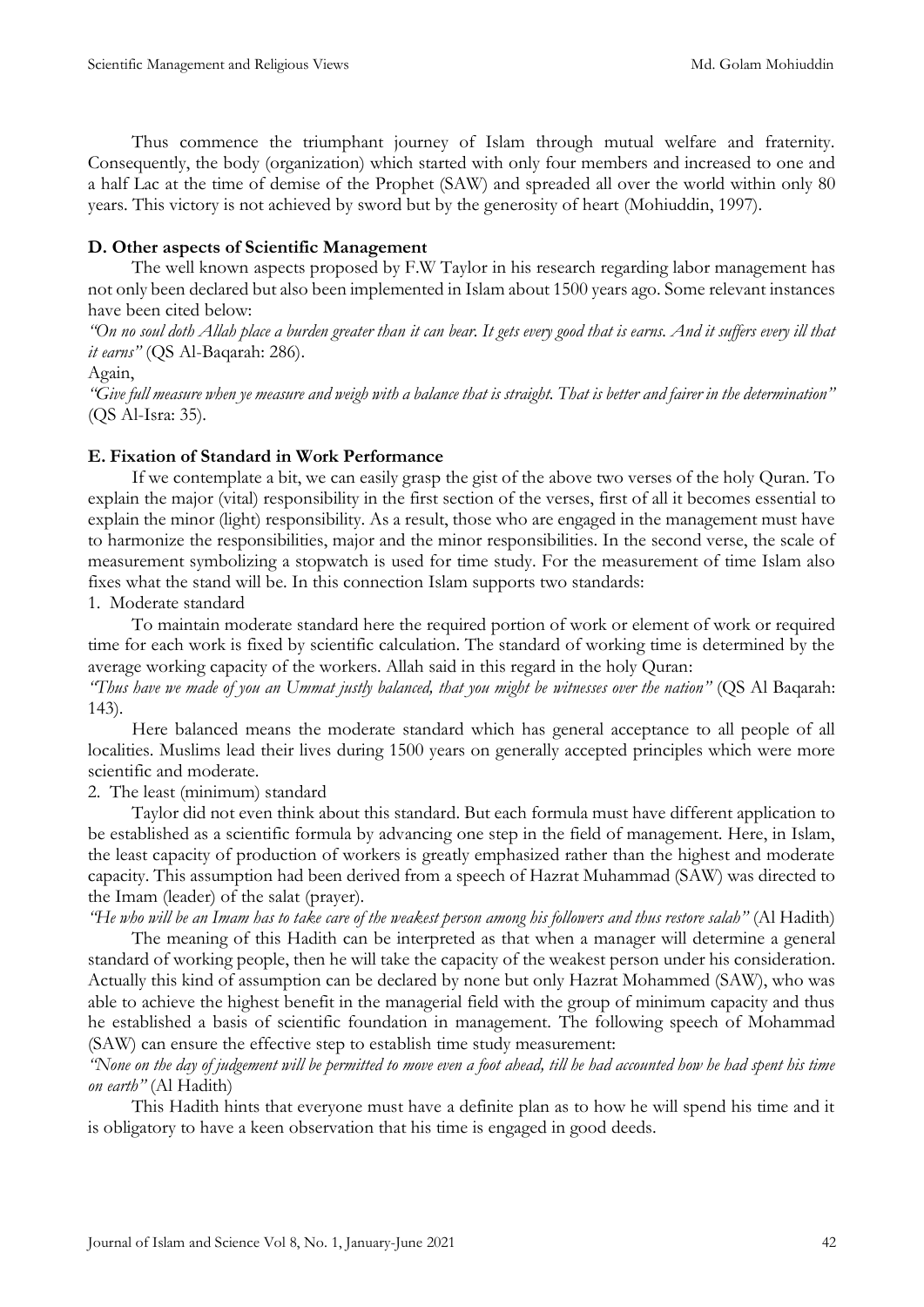Thus commence the triumphant journey of Islam through mutual welfare and fraternity. Consequently, the body (organization) which started with only four members and increased to one and a half Lac at the time of demise of the Prophet (SAW) and spreaded all over the world within only 80 years. This victory is not achieved by sword but by the generosity of heart (Mohiuddin, 1997).

### D. Other aspects of Scientific Management

The well known aspects proposed by F.W Taylor in his research regarding labor management has not only been declared but also been implemented in Islam about 1500 years ago. Some relevant instances have been cited below:

*"On no soul doth Allah place a burden greater than it can bear. It gets every good that is earns. And it suffers every ill that it earns"* (QS Al-Baqarah: 286).

Again,

*"Give full measure when ye measure and weigh with a balance that is straight. That is better and fairer in the determination"* (QS Al-Isra: 35).

### E. Fixation of Standard in Work Performance

If we contemplate a bit, we can easily grasp the gist of the above two verses of the holy Quran. To explain the major (vital) responsibility in the first section of the verses, first of all it becomes essential to explain the minor (light) responsibility. As a result, those who are engaged in the management must have to harmonize the responsibilities, major and the minor responsibilities. In the second verse, the scale of measurement symbolizing a stopwatch is used for time study. For the measurement of time Islam also fixes what the stand will be. In this connection Islam supports two standards:

1. Moderate standard

To maintain moderate standard here the required portion of work or element of work or required time for each work is fixed by scientific calculation. The standard of working time is determined by the average working capacity of the workers. Allah said in this regard in the holy Quran:

*"Thus have we made of you an Ummat justly balanced, that you might be witnesses over the nation"* (QS Al Baqarah: 143).

Here balanced means the moderate standard which has general acceptance to all people of all localities. Muslims lead their lives during 1500 years on generally accepted principles which were more scientific and moderate.

2. The least (minimum) standard

Taylor did not even think about this standard. But each formula must have different application to be established as a scientific formula by advancing one step in the field of management. Here, in Islam, the least capacity of production of workers is greatly emphasized rather than the highest and moderate capacity. This assumption had been derived from a speech of Hazrat Muhammad (SAW) was directed to the Imam (leader) of the salat (prayer).

*"He who will be an Imam has to take care of the weakest person among his followers and thus restore salah"* (Al Hadith)

The meaning of this Hadith can be interpreted as that when a manager will determine a general standard of working people, then he will take the capacity of the weakest person under his consideration. Actually this kind of assumption can be declared by none but only Hazrat Mohammed (SAW), who was able to achieve the highest benefit in the managerial field with the group of minimum capacity and thus he established a basis of scientific foundation in management. The following speech of Mohammad (SAW) can ensure the effective step to establish time study measurement:

*"None on the day of judgement will be permitted to move even a foot ahead, till he had accounted how he had spent his time on earth"* (Al Hadith)

This Hadith hints that everyone must have a definite plan as to how he will spend his time and it is obligatory to have a keen observation that his time is engaged in good deeds.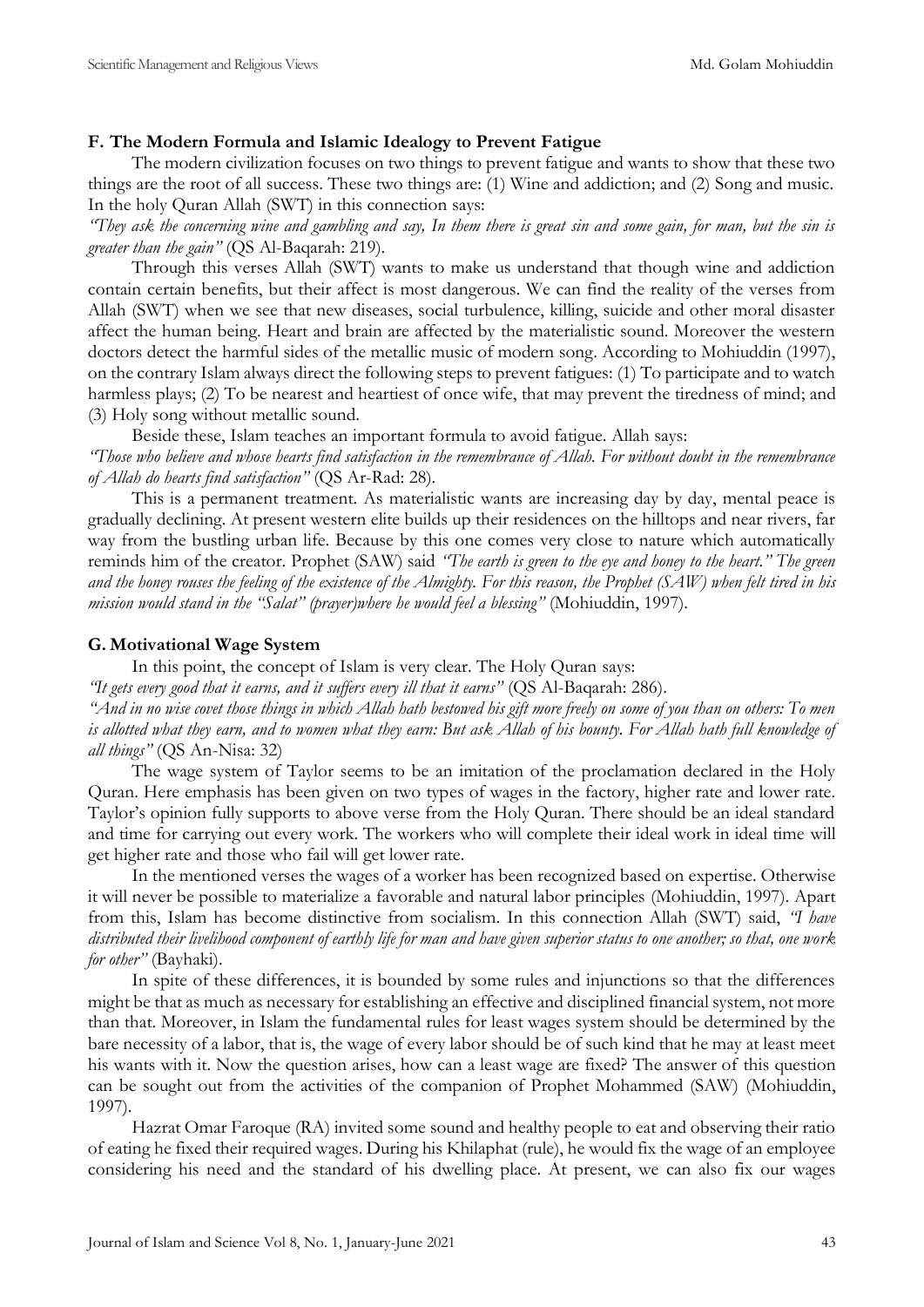### F. The Modern Formula and Islamic Idealogy to Prevent Fatigue

The modern civilization focuses on two things to prevent fatigue and wants to show that these two things are the root of all success. These two things are: (1) Wine and addiction; and (2) Song and music. In the holy Quran Allah (SWT) in this connection says:

*"They ask the concerning wine and gambling and say, In them there is great sin and some gain, for man, but the sin is greater than the gain"* (QS Al-Baqarah: 219).

Through this verses Allah (SWT) wants to make us understand that though wine and addiction contain certain benefits, but their affect is most dangerous. We can find the reality of the verses from Allah (SWT) when we see that new diseases, social turbulence, killing, suicide and other moral disaster affect the human being. Heart and brain are affected by the materialistic sound. Moreover the western doctors detect the harmful sides of the metallic music of modern song. According to Mohiuddin (1997), on the contrary Islam always direct the following steps to prevent fatigues: (1) To participate and to watch harmless plays; (2) To be nearest and heartiest of once wife, that may prevent the tiredness of mind; and (3) Holy song without metallic sound.

Beside these, Islam teaches an important formula to avoid fatigue. Allah says:

*"Those who believe and whose hearts find satisfaction in the remembrance of Allah. For without doubt in the remembrance of Allah do hearts find satisfaction"* (QS Ar-Rad: 28).

This is a permanent treatment. As materialistic wants are increasing day by day, mental peace is gradually declining. At present western elite builds up their residences on the hilltops and near rivers, far way from the bustling urban life. Because by this one comes very close to nature which automatically reminds him of the creator. Prophet (SAW) said *"The earth is green to the eye and honey to the heart." The green and the honey rouses the feeling of the existence of the Almighty. For this reason, the Prophet (SAW) when felt tired in his mission would stand in the "Salat" (prayer)where he would feel a blessing"* (Mohiuddin, 1997).

### G. Motivational Wage System

In this point, the concept of Islam is very clear. The Holy Quran says:

*"It gets every good that it earns, and it suffers every ill that it earns"* (QS Al-Baqarah: 286).

*"And in no wise covet those things in which Allah hath bestowed his gift more freely on some of you than on others: To men is allotted what they earn, and to women what they earn: But ask Allah of his bounty. For Allah hath full knowledge of all things"* (QS An-Nisa: 32)

The wage system of Taylor seems to be an imitation of the proclamation declared in the Holy Quran. Here emphasis has been given on two types of wages in the factory, higher rate and lower rate. Taylor's opinion fully supports to above verse from the Holy Quran. There should be an ideal standard and time for carrying out every work. The workers who will complete their ideal work in ideal time will get higher rate and those who fail will get lower rate.

In the mentioned verses the wages of a worker has been recognized based on expertise. Otherwise it will never be possible to materialize a favorable and natural labor principles (Mohiuddin, 1997). Apart from this, Islam has become distinctive from socialism. In this connection Allah (SWT) said, *"I have distributed their livelihood component of earthly life for man and have given superior status to one another; so that, one work for other"* (Bayhaki).

In spite of these differences, it is bounded by some rules and injunctions so that the differences might be that as much as necessary for establishing an effective and disciplined financial system, not more than that. Moreover, in Islam the fundamental rules for least wages system should be determined by the bare necessity of a labor, that is, the wage of every labor should be of such kind that he may at least meet his wants with it. Now the question arises, how can a least wage are fixed? The answer of this question can be sought out from the activities of the companion of Prophet Mohammed (SAW) (Mohiuddin, 1997).

Hazrat Omar Faroque (RA) invited some sound and healthy people to eat and observing their ratio of eating he fixed their required wages. During his Khilaphat (rule), he would fix the wage of an employee considering his need and the standard of his dwelling place. At present, we can also fix our wages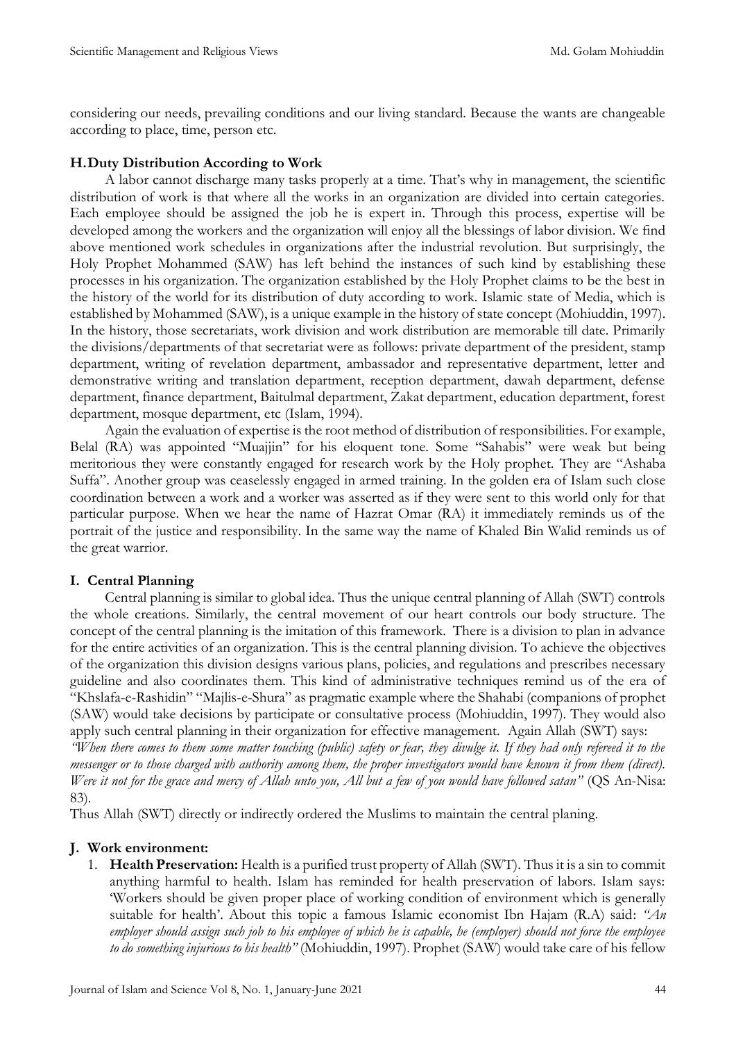considering our needs, prevailing conditions and our living standard. Because the wants are changeable according to place, time, person etc.

### H. Duty Distribution According to Work

A labor cannot discharge many tasks properly at a time. That's why in management, the scientific distribution of work is that where all the works in an organization are divided into certain categories. Each employee should be assigned the job he is expert in. Through this process, expertise will be developed among the workers and the organization will enjoy all the blessings of labor division. We find above mentioned work schedules in organizations after the industrial revolution. But surprisingly, the Holy Prophet Mohammed (SAW) has left behind the instances of such kind by establishing these processes in his organization. The organization established by the Holy Prophet claims to be the best in the history of the world for its distribution of duty according to work. Islamic state of Media, which is established by Mohammed (SAW), is a unique example in the history of state concept (Mohiuddin, 1997). In the history, those secretariats, work division and work distribution are memorable till date. Primarily the divisions/departments of that secretariat were as follows: private department of the president, stamp department, writing of revelation department, ambassador and representative department, letter and demonstrative writing and translation department, reception department, dawah department, defense department, finance department, Baitulmal department, Zakat department, education department, forest department, mosque department, etc (Islam, 1994).

Again the evaluation of expertise is the root method of distribution of responsibilities. For example, Belal (RA) was appointed "Muajjin" for his eloquent tone. Some "Sahabis" were weak but being meritorious they were constantly engaged for research work by the Holy prophet. They are "Ashaba Suffa". Another group was ceaselessly engaged in armed training. In the golden era of Islam such close coordination between a work and a worker was asserted as if they were sent to this world only for that particular purpose. When we hear the name of Hazrat Omar (RA) it immediately reminds us of the portrait of the justice and responsibility. In the same way the name of Khaled Bin Walid reminds us of the great warrior.

### I. Central Planning

Central planning is similar to global idea. Thus the unique central planning of Allah (SWT) controls the whole creations. Similarly, the central movement of our heart controls our body structure. The concept of the central planning is the imitation of this framework. There is a division to plan in advance for the entire activities of an organization. This is the central planning division. To achieve the objectives of the organization this division designs various plans, policies, and regulations and prescribes necessary guideline and also coordinates them. This kind of administrative techniques remind us of the era of "Khslafa-e-Rashidin" "Majlis-e-Shura" as pragmatic example where the Shahabi (companions of prophet (SAW) would take decisions by participate or consultative process (Mohiuddin, 1997). They would also apply such central planning in their organization for effective management. Again Allah (SWT) says:
*"When there comes to them some matter touching (public) safety or fear, they divulge it. If they had only refereed it to the messenger or to those charged with authority among them, the proper investigators would have known it from them (direct). Were it not for the grace and mercy of Allah unto you, All but a few of you would have followed satan"* (QS An-Nisa: 83).

Thus Allah (SWT) directly or indirectly ordered the Muslims to maintain the central planing.

### J. Work environment:

1. **Health Preservation:** Health is a purified trust property of Allah (SWT). Thus it is a sin to commit anything harmful to health. Islam has reminded for health preservation of labors. Islam says: 'Workers should be given proper place of working condition of environment which is generally suitable for health'. About this topic a famous Islamic economist Ibn Hajam (R.A) said: *"An employer should assign such job to his employee of which he is capable, he (employer) should not force the employee to do something injurious to his health"* (Mohiuddin, 1997). Prophet (SAW) would take care of his fellow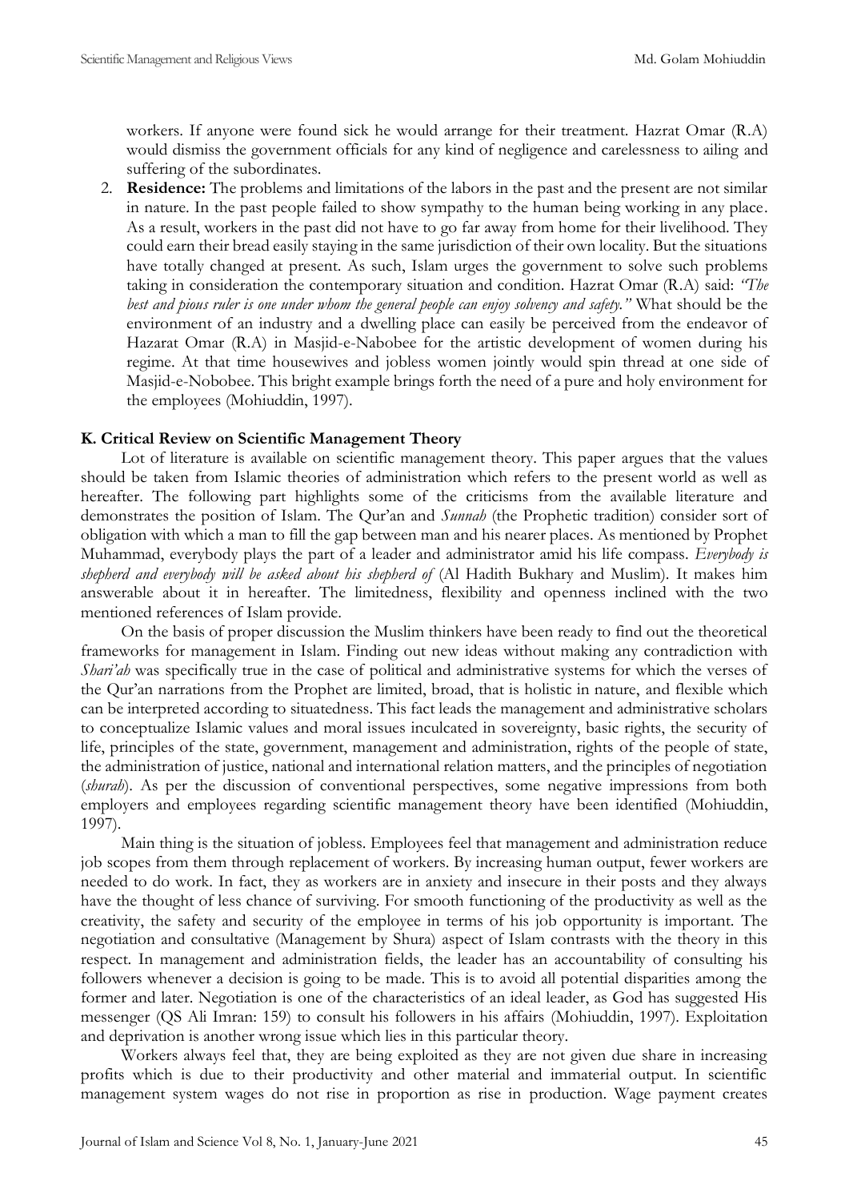workers. If anyone were found sick he would arrange for their treatment. Hazrat Omar (R.A) would dismiss the government officials for any kind of negligence and carelessness to ailing and suffering of the subordinates.

2. **Residence:** The problems and limitations of the labors in the past and the present are not similar in nature. In the past people failed to show sympathy to the human being working in any place. As a result, workers in the past did not have to go far away from home for their livelihood. They could earn their bread easily staying in the same jurisdiction of their own locality. But the situations have totally changed at present. As such, Islam urges the government to solve such problems taking in consideration the contemporary situation and condition. Hazrat Omar (R.A) said: *"The best and pious ruler is one under whom the general people can enjoy solvency and safety."* What should be the environment of an industry and a dwelling place can easily be perceived from the endeavor of Hazarat Omar (R.A) in Masjid-e-Nabobee for the artistic development of women during his regime. At that time housewives and jobless women jointly would spin thread at one side of Masjid-e-Nobobee. This bright example brings forth the need of a pure and holy environment for the employees (Mohiuddin, 1997).

### K. Critical Review on Scientific Management Theory

Lot of literature is available on scientific management theory. This paper argues that the values should be taken from Islamic theories of administration which refers to the present world as well as hereafter. The following part highlights some of the criticisms from the available literature and demonstrates the position of Islam. The Qur'an and *Sunnah* (the Prophetic tradition) consider sort of obligation with which a man to fill the gap between man and his nearer places. As mentioned by Prophet Muhammad, everybody plays the part of a leader and administrator amid his life compass. *Everybody is shepherd and everybody will be asked about his shepherd of* (Al Hadith Bukhary and Muslim). It makes him answerable about it in hereafter. The limitedness, flexibility and openness inclined with the two mentioned references of Islam provide.

On the basis of proper discussion the Muslim thinkers have been ready to find out the theoretical frameworks for management in Islam. Finding out new ideas without making any contradiction with *Shari'ah* was specifically true in the case of political and administrative systems for which the verses of the Qur'an narrations from the Prophet are limited, broad, that is holistic in nature, and flexible which can be interpreted according to situatedness. This fact leads the management and administrative scholars to conceptualize Islamic values and moral issues inculcated in sovereignty, basic rights, the security of life, principles of the state, government, management and administration, rights of the people of state, the administration of justice, national and international relation matters, and the principles of negotiation (*shurah*). As per the discussion of conventional perspectives, some negative impressions from both employers and employees regarding scientific management theory have been identified (Mohiuddin, 1997).

Main thing is the situation of jobless. Employees feel that management and administration reduce job scopes from them through replacement of workers. By increasing human output, fewer workers are needed to do work. In fact, they as workers are in anxiety and insecure in their posts and they always have the thought of less chance of surviving. For smooth functioning of the productivity as well as the creativity, the safety and security of the employee in terms of his job opportunity is important. The negotiation and consultative (Management by Shura) aspect of Islam contrasts with the theory in this respect. In management and administration fields, the leader has an accountability of consulting his followers whenever a decision is going to be made. This is to avoid all potential disparities among the former and later. Negotiation is one of the characteristics of an ideal leader, as God has suggested His messenger (QS Ali Imran: 159) to consult his followers in his affairs (Mohiuddin, 1997). Exploitation and deprivation is another wrong issue which lies in this particular theory.

Workers always feel that, they are being exploited as they are not given due share in increasing profits which is due to their productivity and other material and immaterial output. In scientific management system wages do not rise in proportion as rise in production. Wage payment creates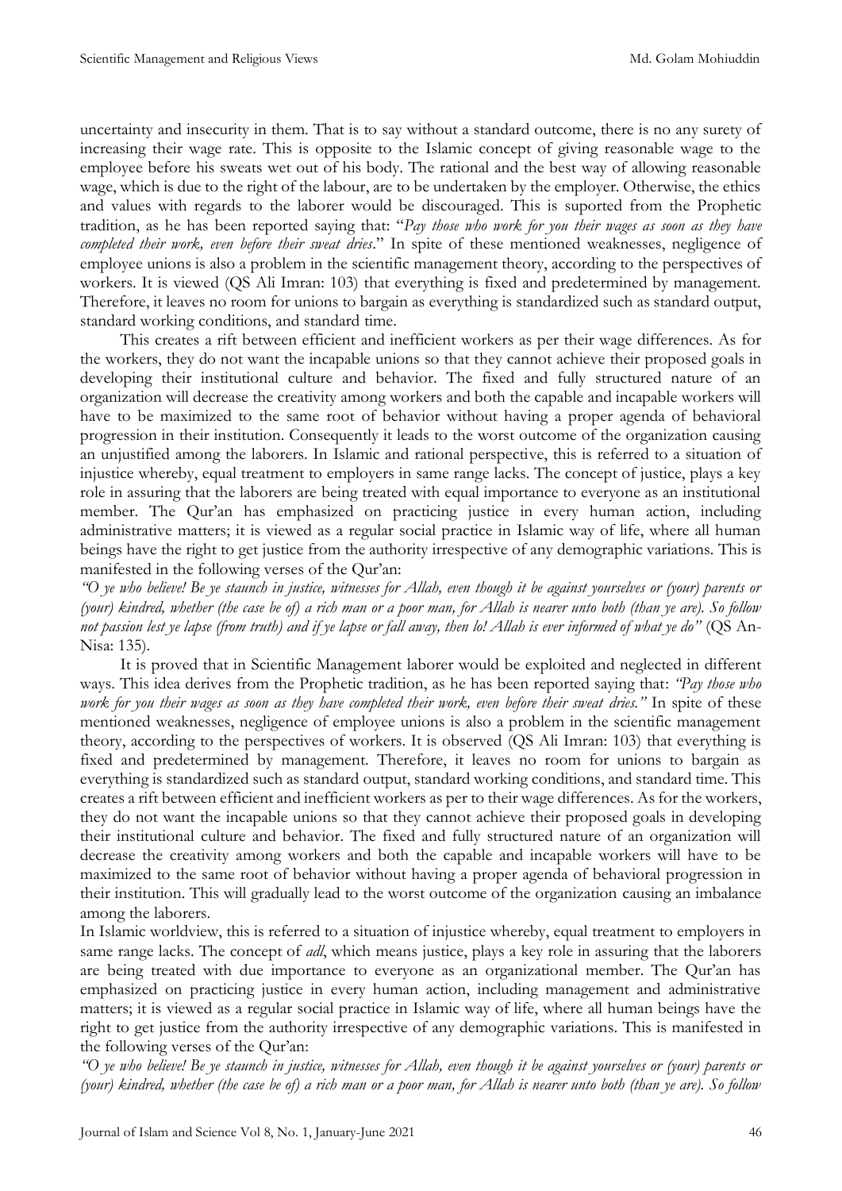uncertainty and insecurity in them. That is to say without a standard outcome, there is no any surety of increasing their wage rate. This is opposite to the Islamic concept of giving reasonable wage to the employee before his sweats wet out of his body. The rational and the best way of allowing reasonable wage, which is due to the right of the labour, are to be undertaken by the employer. Otherwise, the ethics and values with regards to the laborer would be discouraged. This is suported from the Prophetic tradition, as he has been reported saying that: "*Pay those who work for you their wages as soon as they have completed their work, even before their sweat dries*." In spite of these mentioned weaknesses, negligence of employee unions is also a problem in the scientific management theory, according to the perspectives of workers. It is viewed (QS Ali Imran: 103) that everything is fixed and predetermined by management. Therefore, it leaves no room for unions to bargain as everything is standardized such as standard output, standard working conditions, and standard time.

This creates a rift between efficient and inefficient workers as per their wage differences. As for the workers, they do not want the incapable unions so that they cannot achieve their proposed goals in developing their institutional culture and behavior. The fixed and fully structured nature of an organization will decrease the creativity among workers and both the capable and incapable workers will have to be maximized to the same root of behavior without having a proper agenda of behavioral progression in their institution. Consequently it leads to the worst outcome of the organization causing an unjustified among the laborers. In Islamic and rational perspective, this is referred to a situation of injustice whereby, equal treatment to employers in same range lacks. The concept of justice, plays a key role in assuring that the laborers are being treated with equal importance to everyone as an institutional member. The Qur'an has emphasized on practicing justice in every human action, including administrative matters; it is viewed as a regular social practice in Islamic way of life, where all human beings have the right to get justice from the authority irrespective of any demographic variations. This is manifested in the following verses of the Qur'an:

*"O ye who believe! Be ye staunch in justice, witnesses for Allah, even though it be against yourselves or (your) parents or (your) kindred, whether (the case be of) a rich man or a poor man, for Allah is nearer unto both (than ye are). So follow not passion lest ye lapse (from truth) and if ye lapse or fall away, then lo! Allah is ever informed of what ye do"* (QS An-Nisa: 135).

It is proved that in Scientific Management laborer would be exploited and neglected in different ways. This idea derives from the Prophetic tradition, as he has been reported saying that: *"Pay those who work for you their wages as soon as they have completed their work, even before their sweat dries."* In spite of these mentioned weaknesses, negligence of employee unions is also a problem in the scientific management theory, according to the perspectives of workers. It is observed (QS Ali Imran: 103) that everything is fixed and predetermined by management. Therefore, it leaves no room for unions to bargain as everything is standardized such as standard output, standard working conditions, and standard time. This creates a rift between efficient and inefficient workers as per to their wage differences. As for the workers, they do not want the incapable unions so that they cannot achieve their proposed goals in developing their institutional culture and behavior. The fixed and fully structured nature of an organization will decrease the creativity among workers and both the capable and incapable workers will have to be maximized to the same root of behavior without having a proper agenda of behavioral progression in their institution. This will gradually lead to the worst outcome of the organization causing an imbalance among the laborers.

In Islamic worldview, this is referred to a situation of injustice whereby, equal treatment to employers in same range lacks. The concept of *adl*, which means justice, plays a key role in assuring that the laborers are being treated with due importance to everyone as an organizational member. The Qur'an has emphasized on practicing justice in every human action, including management and administrative matters; it is viewed as a regular social practice in Islamic way of life, where all human beings have the right to get justice from the authority irrespective of any demographic variations. This is manifested in the following verses of the Qur'an:

*"O ye who believe! Be ye staunch in justice, witnesses for Allah, even though it be against yourselves or (your) parents or (your) kindred, whether (the case be of) a rich man or a poor man, for Allah is nearer unto both (than ye are). So follow*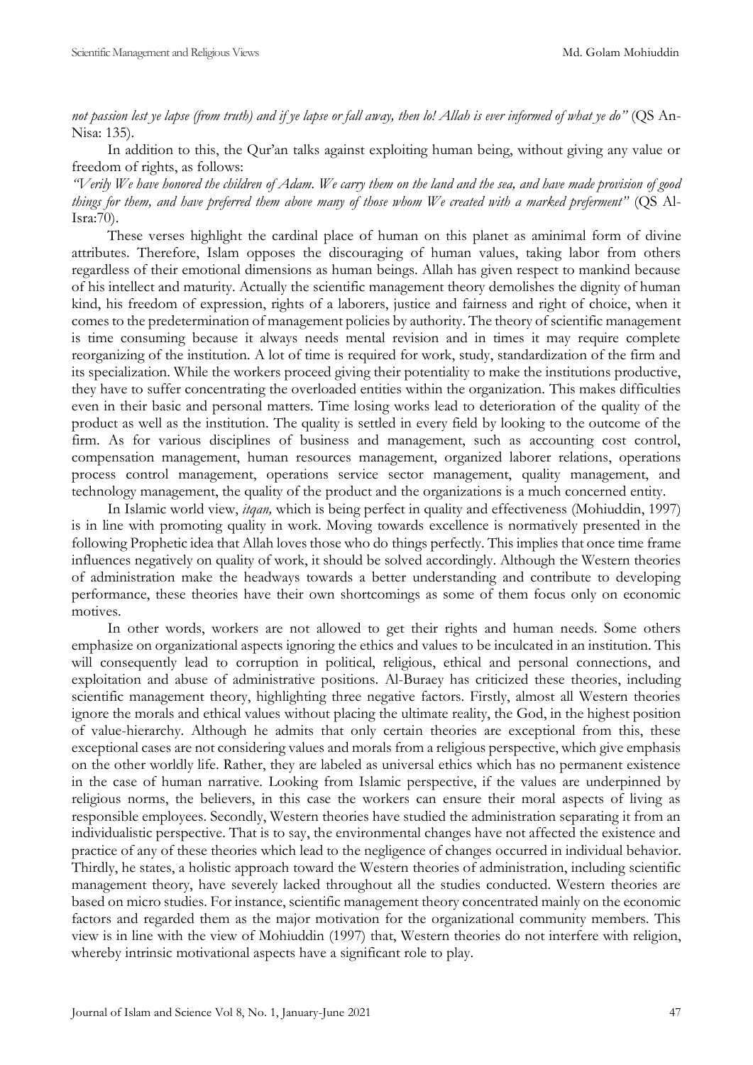*not passion lest ye lapse (from truth) and if ye lapse or fall away, then lo! Allah is ever informed of what ye do"* (QS An-Nisa: 135).

In addition to this, the Qur'an talks against exploiting human being, without giving any value or freedom of rights, as follows:

*"Verily We have honored the children of Adam. We carry them on the land and the sea, and have made provision of good things for them, and have preferred them above many of those whom We created with a marked preferment"* (QS Al-Isra:70).

These verses highlight the cardinal place of human on this planet as aminimal form of divine attributes. Therefore, Islam opposes the discouraging of human values, taking labor from others regardless of their emotional dimensions as human beings. Allah has given respect to mankind because of his intellect and maturity. Actually the scientific management theory demolishes the dignity of human kind, his freedom of expression, rights of a laborers, justice and fairness and right of choice, when it comes to the predetermination of management policies by authority. The theory of scientific management is time consuming because it always needs mental revision and in times it may require complete reorganizing of the institution. A lot of time is required for work, study, standardization of the firm and its specialization. While the workers proceed giving their potentiality to make the institutions productive, they have to suffer concentrating the overloaded entities within the organization. This makes difficulties even in their basic and personal matters. Time losing works lead to deterioration of the quality of the product as well as the institution. The quality is settled in every field by looking to the outcome of the firm. As for various disciplines of business and management, such as accounting cost control, compensation management, human resources management, organized laborer relations, operations process control management, operations service sector management, quality management, and technology management, the quality of the product and the organizations is a much concerned entity.

In Islamic world view, *itqan,* which is being perfect in quality and effectiveness (Mohiuddin, 1997) is in line with promoting quality in work. Moving towards excellence is normatively presented in the following Prophetic idea that Allah loves those who do things perfectly. This implies that once time frame influences negatively on quality of work, it should be solved accordingly. Although the Western theories of administration make the headways towards a better understanding and contribute to developing performance, these theories have their own shortcomings as some of them focus only on economic motives.

In other words, workers are not allowed to get their rights and human needs. Some others emphasize on organizational aspects ignoring the ethics and values to be inculcated in an institution. This will consequently lead to corruption in political, religious, ethical and personal connections, and exploitation and abuse of administrative positions. Al-Buraey has criticized these theories, including scientific management theory, highlighting three negative factors. Firstly, almost all Western theories ignore the morals and ethical values without placing the ultimate reality, the God, in the highest position of value-hierarchy. Although he admits that only certain theories are exceptional from this, these exceptional cases are not considering values and morals from a religious perspective, which give emphasis on the other worldly life. Rather, they are labeled as universal ethics which has no permanent existence in the case of human narrative. Looking from Islamic perspective, if the values are underpinned by religious norms, the believers, in this case the workers can ensure their moral aspects of living as responsible employees. Secondly, Western theories have studied the administration separating it from an individualistic perspective. That is to say, the environmental changes have not affected the existence and practice of any of these theories which lead to the negligence of changes occurred in individual behavior. Thirdly, he states, a holistic approach toward the Western theories of administration, including scientific management theory, have severely lacked throughout all the studies conducted. Western theories are based on micro studies. For instance, scientific management theory concentrated mainly on the economic factors and regarded them as the major motivation for the organizational community members. This view is in line with the view of Mohiuddin (1997) that, Western theories do not interfere with religion, whereby intrinsic motivational aspects have a significant role to play.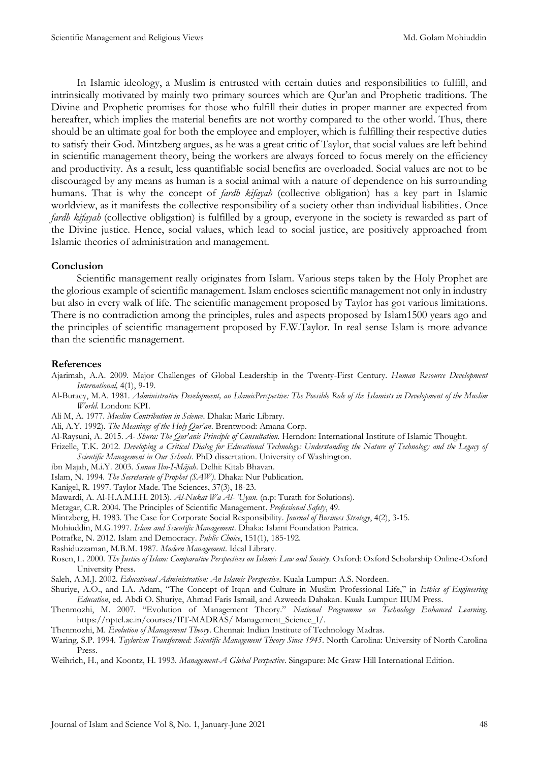In Islamic ideology, a Muslim is entrusted with certain duties and responsibilities to fulfill, and intrinsically motivated by mainly two primary sources which are Qur'an and Prophetic traditions. The Divine and Prophetic promises for those who fulfill their duties in proper manner are expected from hereafter, which implies the material benefits are not worthy compared to the other world. Thus, there should be an ultimate goal for both the employee and employer, which is fulfilling their respective duties to satisfy their God. Mintzberg argues, as he was a great critic of Taylor, that social values are left behind in scientific management theory, being the workers are always forced to focus merely on the efficiency and productivity. As a result, less quantifiable social benefits are overloaded. Social values are not to be discouraged by any means as human is a social animal with a nature of dependence on his surrounding humans. That is why the concept of *fardh kifayah* (collective obligation) has a key part in Islamic worldview, as it manifests the collective responsibility of a society other than individual liabilities. Once *fardh kifayah* (collective obligation) is fulfilled by a group, everyone in the society is rewarded as part of the Divine justice. Hence, social values, which lead to social justice, are positively approached from Islamic theories of administration and management.

## Conclusion

Scientific management really originates from Islam. Various steps taken by the Holy Prophet are the glorious example of scientific management. Islam encloses scientific management not only in industry but also in every walk of life. The scientific management proposed by Taylor has got various limitations. There is no contradiction among the principles, rules and aspects proposed by Islam1500 years ago and the principles of scientific management proposed by F.W.Taylor. In real sense Islam is more advance than the scientific management.

## References

Ajarimah, A.A. 2009. Major Challenges of Global Leadership in the Twenty-First Century. *Human Resource Development International,* 4(1), 9-19.

Al-Buraey, M.A. 1981. *Administrative Development, an IslamicPerspective: The Possible Role of the Islamists in Development of the Muslim World*. London: KPI.

Ali M, A. 1977. *Muslim Contribution in Science*. Dhaka: Maric Library.

Ali, A.Y. 1992). *The Meanings of the Holy Qur'an*. Brentwood: Amana Corp.

Al-Raysuni, A. 2015. *A- Shura: The Qur'anic Principle of Consultation.* Herndon: International Institute of Islamic Thought.

Frizelle, T.K. 2012. *Developing a Critical Dialog for Educational Technology: Understanding the Nature of Technology and the Legacy of Scientific Management in Our Schools*. PhD dissertation. University of Washington.

ibn Majah, M.i.Y. 2003. *Sunan Ibn-I-Mājah*. Delhi: Kitab Bhavan.

Islam, N. 1994. *The Secretariete of Prophet (SAW)*. Dhaka: Nur Publication.

Kanigel, R. 1997. Taylor Made. The Sciences, 37(3), 18-23.

Mawardi, A. Al-H.A.M.I.H. 2013). *Al-Nukat Wa Al- 'Uyun*. (n.p: Turath for Solutions).

Metzgar, C.R. 2004. The Principles of Scientific Management. *Professional Safety*, 49.

Mintzberg, H. 1983. The Case for Corporate Social Responsibility. *Journal of Business Strategy*, 4(2), 3-15.

Mohiuddin, M.G.1997. *Islam and Scientific Management*. Dhaka: Islami Foundation Patrica.

Potrafke, N. 2012. Islam and Democracy. *Public Choice*, 151(1), 185-192.

Rashiduzzaman, M.B.M. 1987. *Modern Management*. Ideal Library.

Rosen, L. 2000. *The Justice of Islam: Comparative Perspectives on Islamic Law and Society*. Oxford: Oxford Scholarship Online-Oxford University Press.

Saleh, A.M.J. 2002. *Educational Administration: An Islamic Perspective*. Kuala Lumpur: A.S. Nordeen.

Shuriye, A.O., and I.A. Adam, "The Concept of Itqan and Culture in Muslim Professional Life," in *Ethics of Engineering Education*, ed. Abdi O. Shuriye, Ahmad Faris Ismail, and Azweeda Dahakan. Kuala Lumpur: IIUM Press.

Thenmozhi, M. 2007. "Evolution of Management Theory." *National Programme on Technology Enhanced Learning*. https://nptel.ac.in/courses/IIT-MADRAS/ Management_Science_I/.

Thenmozhi, M. *Evolution of Management Theory*. Chennai: Indian Institute of Technology Madras.

Waring, S.P. 1994. *Taylorism Transformed: Scientific Management Theory Since 1945*. North Carolina: University of North Carolina Press.

Weihrich, H., and Koontz, H. 1993. *Management-A Global Perspective*. Singapure: Mc Graw Hill International Edition.